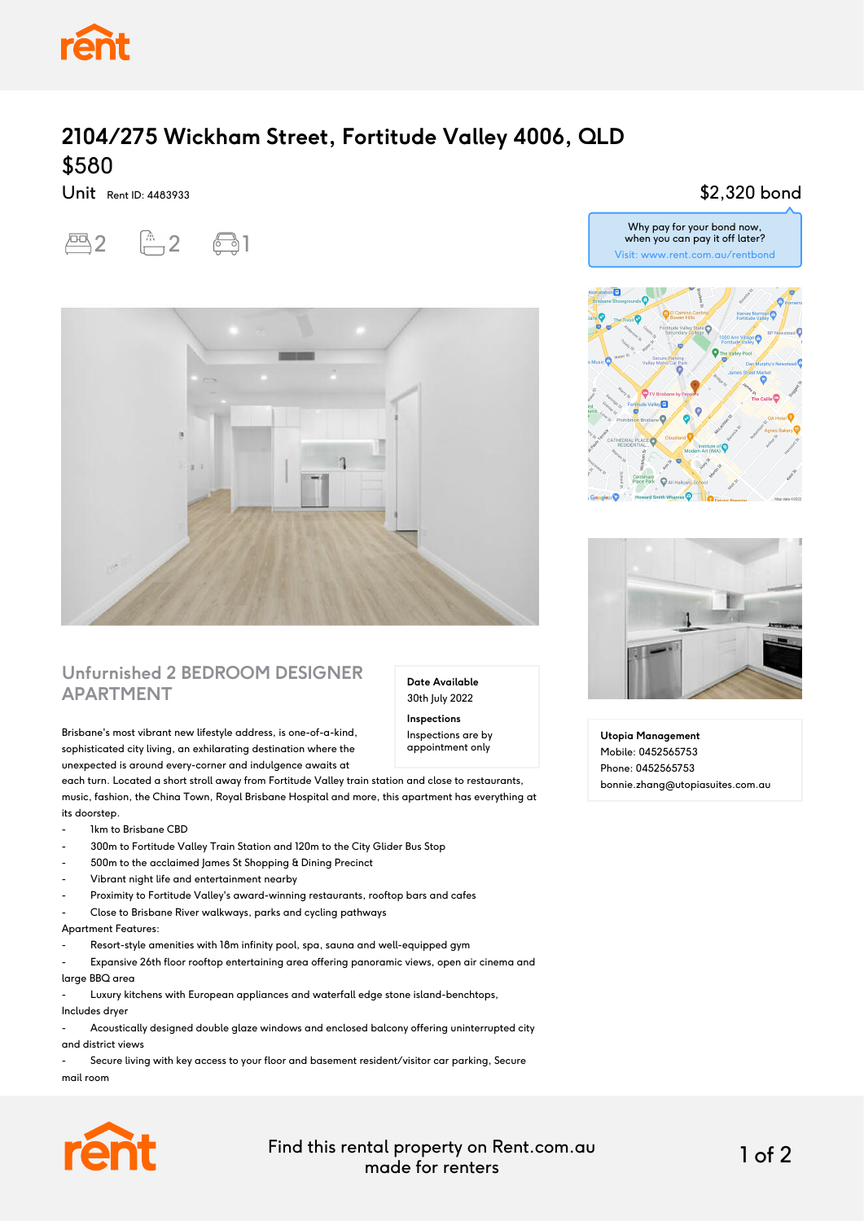# 2104/275 Wickham Street, Fortitude Valley 4006, QLD

## $580

Unit Rent ID: 4483933

2 2 1

$2,320 bond

Why pay for your bond now, when you can pay it off later?
Visit: www.rent.com.au/rentbond

## Unfurnished 2 BEDROOM DESIGNER APARTMENT

**Date Available**
30th July 2022

**Inspections**
Inspections are by appointment only

Brisbane's most vibrant new lifestyle address, is one-of-a-kind, sophisticated city living, an exhilarating destination where the unexpected is around every-corner and indulgence awaits at each turn. Located a short stroll away from Fortitude Valley train station and close to restaurants, music, fashion, the China Town, Royal Brisbane Hospital and more, this apartment has everything at its doorstep.

- 1km to Brisbane CBD
- 300m to Fortitude Valley Train Station and 120m to the City Glider Bus Stop
- 500m to the acclaimed James St Shopping & Dining Precinct
- Vibrant night life and entertainment nearby
- Proximity to Fortitude Valley's award-winning restaurants, rooftop bars and cafes
- Close to Brisbane River walkways, parks and cycling pathways

Apartment Features:

- Resort-style amenities with 18m infinity pool, spa, sauna and well-equipped gym
- Expansive 26th floor rooftop entertaining area offering panoramic views, open air cinema and large BBQ area
- Luxury kitchens with European appliances and waterfall edge stone island-benchtops, Includes dryer
- Acoustically designed double glaze windows and enclosed balcony offering uninterrupted city and district views
- Secure living with key access to your floor and basement resident/visitor car parking, Secure mail room

**Utopia Management**
Mobile: 0452565753
Phone: 0452565753
bonnie.zhang@utopiasuites.com.au

Find this rental property on Rent.com.au made for renters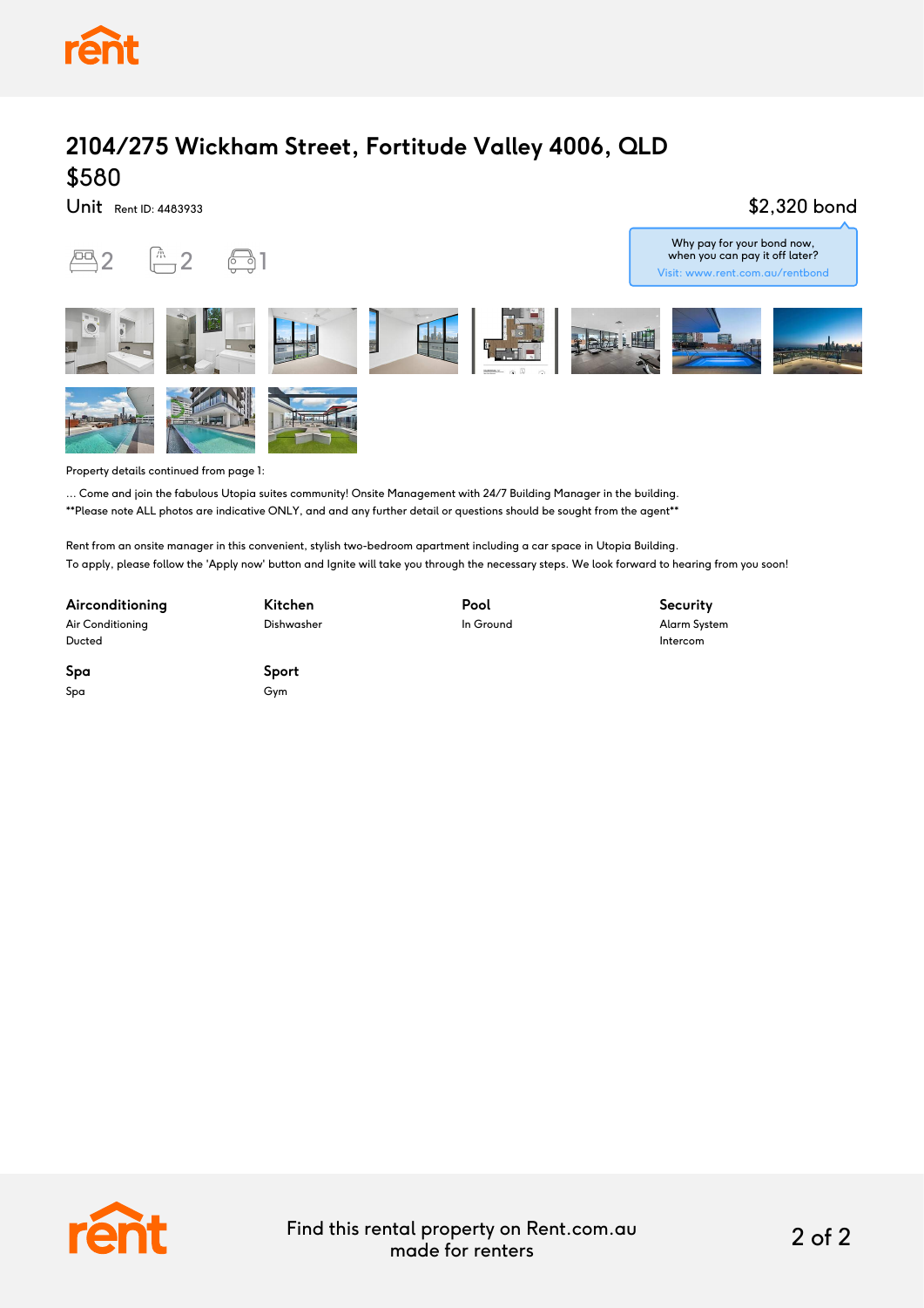# 2104/275 Wickham Street, Fortitude Valley 4006, QLD

## $580

Unit Rent ID: 4483933

$2,320 bond

Why pay for your bond now, when you can pay it off later?
Visit: www.rent.com.au/rentbond

2 2 1

Property details continued from page 1:

... Come and join the fabulous Utopia suites community! Onsite Management with 24/7 Building Manager in the building.
**Please note ALL photos are indicative ONLY, and and any further detail or questions should be sought from the agent**

Rent from an onsite manager in this convenient, stylish two-bedroom apartment including a car space in Utopia Building.
To apply, please follow the 'Apply now' button and Ignite will take you through the necessary steps. We look forward to hearing from you soon!

**Airconditioning**
Air Conditioning
Ducted

**Kitchen**
Dishwasher

**Pool**
In Ground

**Security**
Alarm System
Intercom

**Spa**
Spa

**Sport**
Gym

Find this rental property on Rent.com.au made for renters